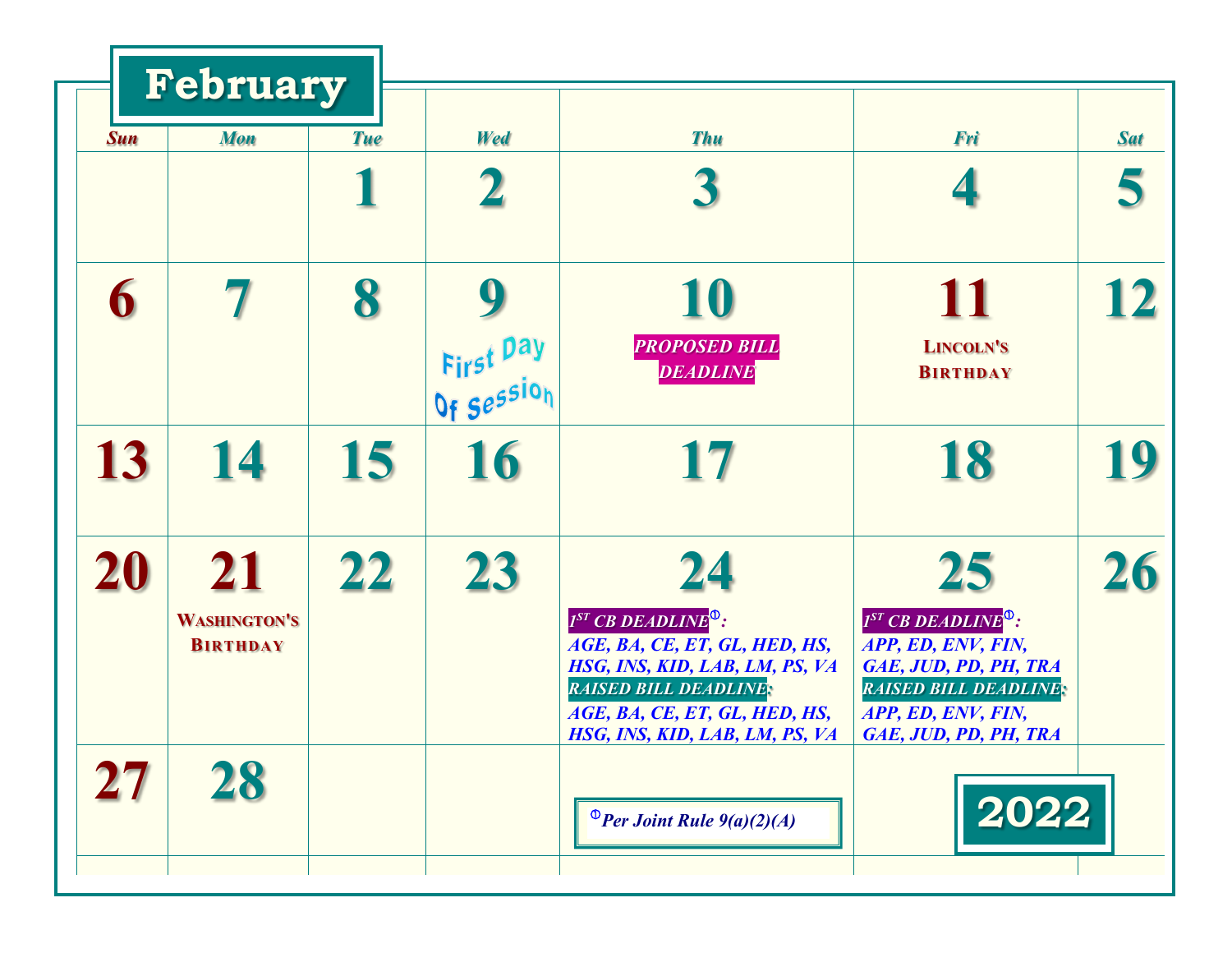# February 2022

| Sun | Mon | Tue | Wed | Thu | Fri | Sat |
|---|---|---|---|---|---|---|
| | | 1 | 2 | 3 | 4 | 5 |
| 6 | 7 | 8 | 9 First Day Of Session | 10 ***PROPOSED BILL DEADLINE*** | 11 **LINCOLN'S BIRTHDAY** | 12 |
| 13 | 14 | 15 | 16 | 17 | 18 | 19 |
| 20 | 21 **WASHINGTON'S BIRTHDAY** | 22 | 23 | 24 ***1ST CB DEADLINE[①]:*** *AGE, BA, CE, ET, GL, HED, HS, HSG, INS, KID, LAB, LM, PS, VA* ***RAISED BILL DEADLINE:*** *AGE, BA, CE, ET, GL, HED, HS, HSG, INS, KID, LAB, LM, PS, VA* | 25 ***1ST CB DEADLINE[①]:*** *APP, ED, ENV, FIN, GAE, JUD, PD, PH, TRA* ***RAISED BILL DEADLINE:*** *APP, ED, ENV, FIN, GAE, JUD, PD, PH, TRA* | 26 |
| 27 | 28 | | | | | |

[①] *Per Joint Rule 9(a)(2)(A)*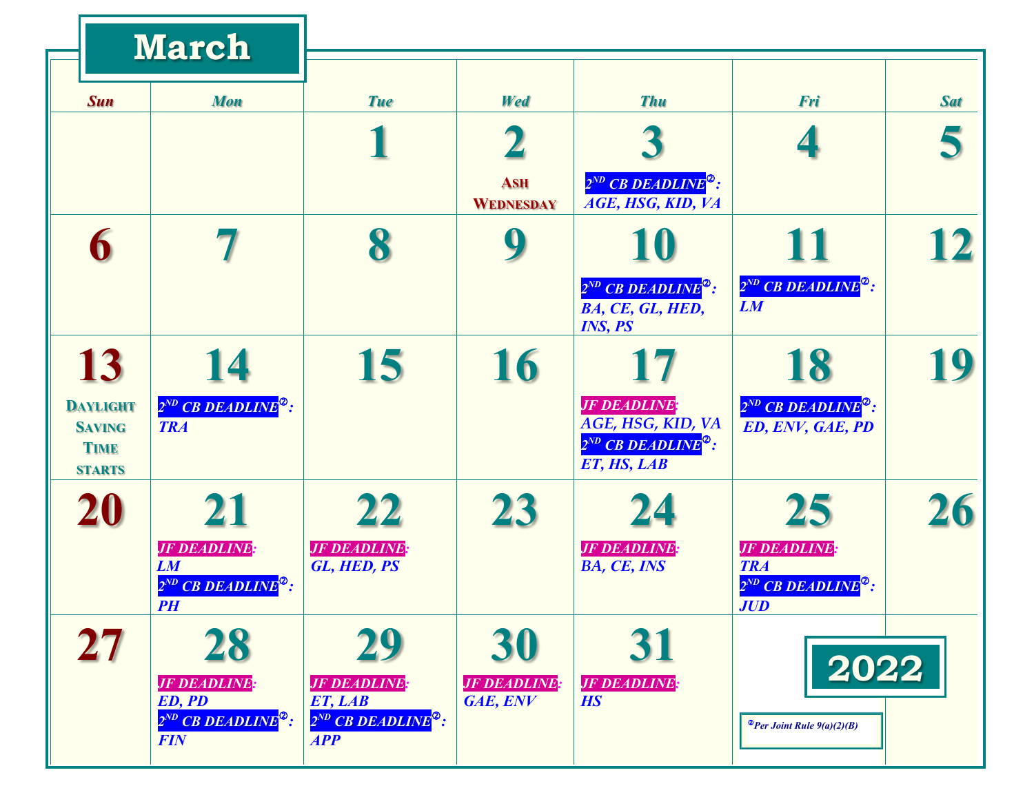# March

## 2022

| Sun | Mon | Tue | Wed | Thu | Fri | Sat |
|---|---|---|---|---|---|---|
| | | **1** | **2** Ash Wednesday | **3** 2ND CB DEADLINE[2]: AGE, HSG, KID, VA | **4** | **5** |
| **6** | **7** | **8** | **9** | **10** 2ND CB DEADLINE[2]: BA, CE, GL, HED, INS, PS | **11** 2ND CB DEADLINE[2]: LM | **12** |
| **13** Daylight Saving Time starts | **14** 2ND CB DEADLINE[2]: TRA | **15** | **16** | **17** JF DEADLINE: AGE, HSG, KID, VA; 2ND CB DEADLINE[2]: ET, HS, LAB | **18** 2ND CB DEADLINE[2]: ED, ENV, GAE, PD | **19** |
| **20** | **21** JF DEADLINE: LM; 2ND CB DEADLINE[2]: PH | **22** JF DEADLINE: GL, HED, PS | **23** | **24** JF DEADLINE: BA, CE, INS | **25** JF DEADLINE: TRA; 2ND CB DEADLINE[2]: JUD | **26** |
| **27** | **28** JF DEADLINE: ED, PD; 2ND CB DEADLINE[2]: FIN | **29** JF DEADLINE: ET, LAB; 2ND CB DEADLINE[2]: APP | **30** JF DEADLINE: GAE, ENV | **31** JF DEADLINE: HS | | |

[2] Per Joint Rule 9(a)(2)(B)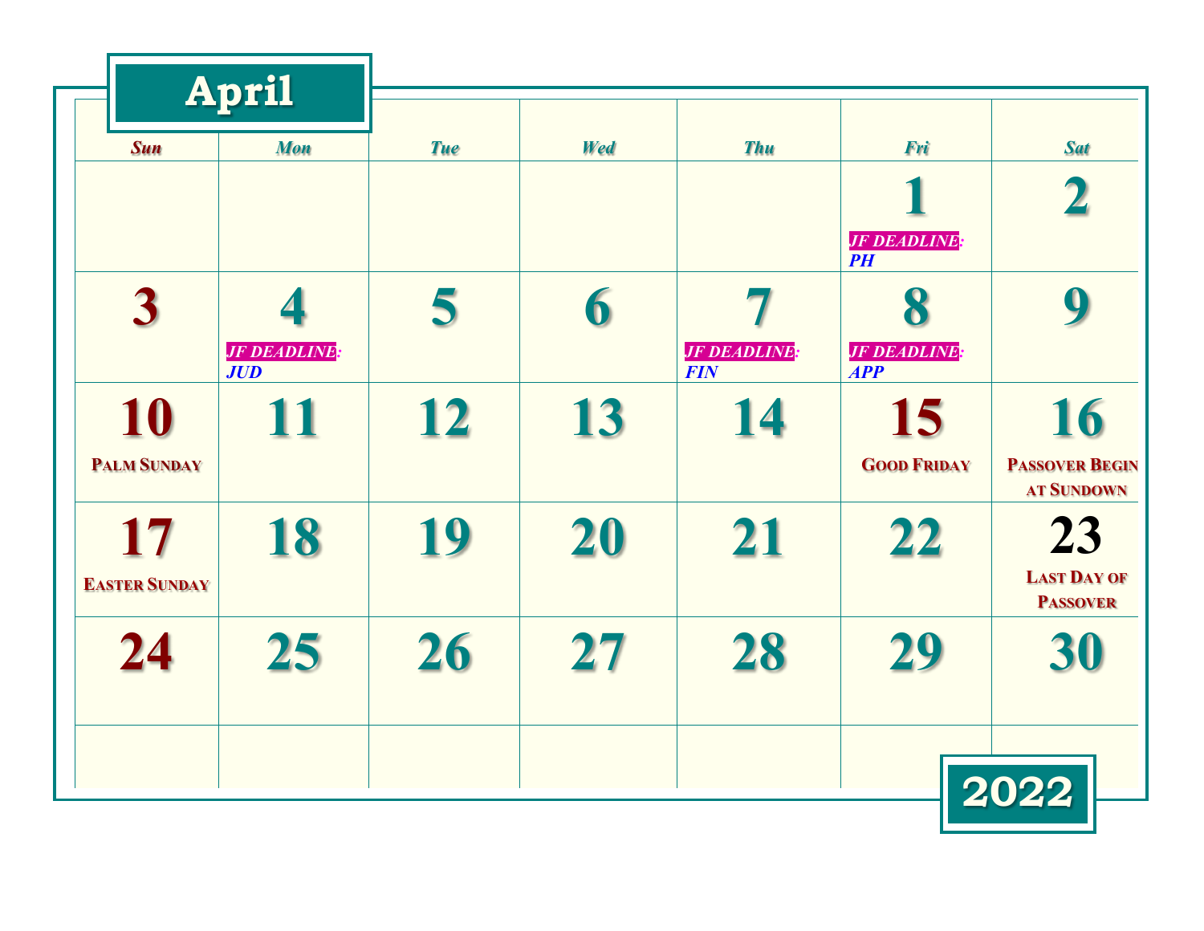# April

| Sun | Mon | Tue | Wed | Thu | Fri | Sat |
|---|---|---|---|---|---|---|
| | | | | | 1 JF DEADLINE: PH | 2 |
| 3 | 4 JF DEADLINE: JUD | 5 | 6 | 7 JF DEADLINE: FIN | 8 JF DEADLINE: APP | 9 |
| 10 Palm Sunday | 11 | 12 | 13 | 14 | 15 Good Friday | 16 Passover Begin at Sundown |
| 17 Easter Sunday | 18 | 19 | 20 | 21 | 22 | 23 Last Day of Passover |
| 24 | 25 | 26 | 27 | 28 | 29 | 30 |
| | | | | | | |

2022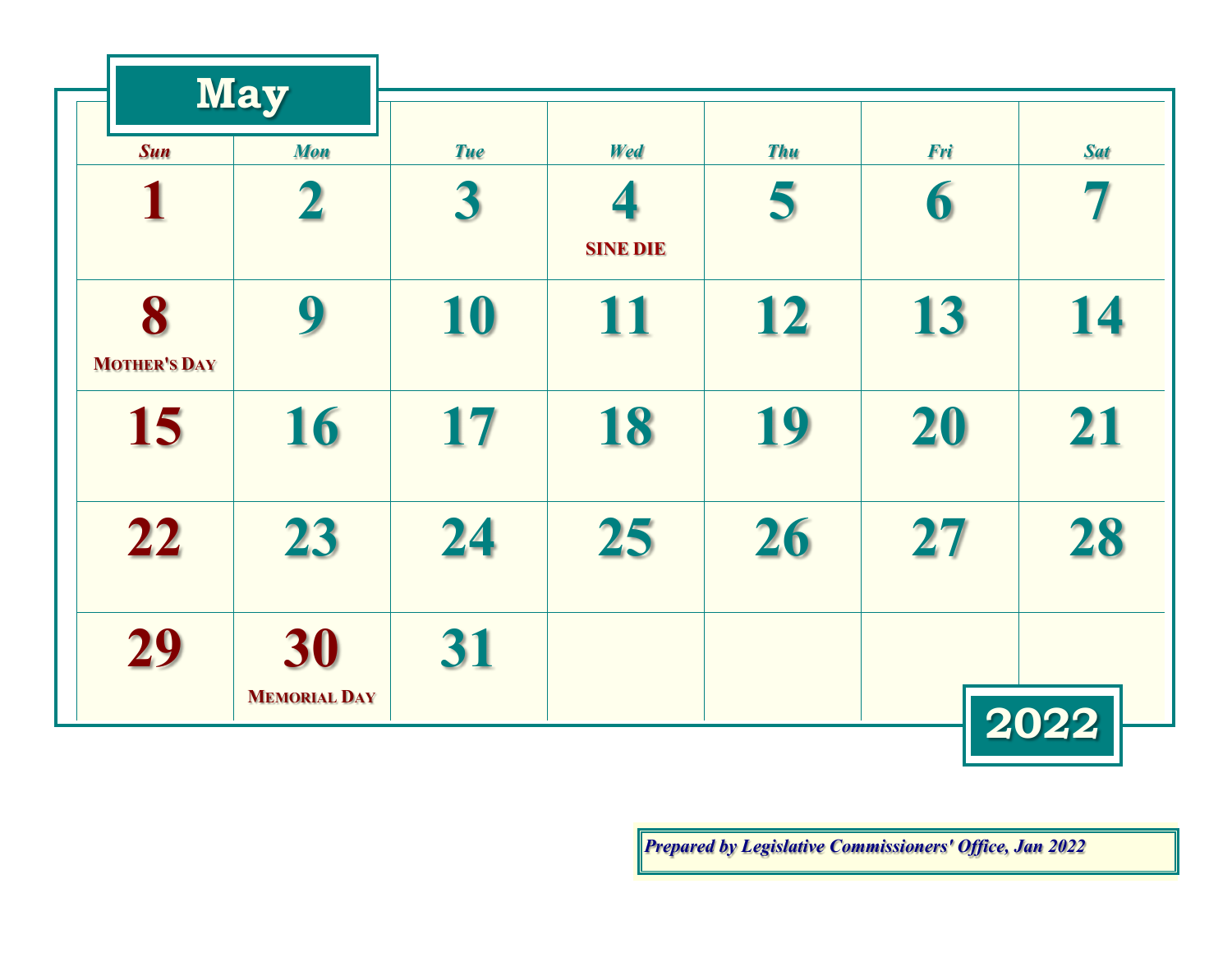# May

| Sun | Mon | Tue | Wed | Thu | Fri | Sat |
|---|---|---|---|---|---|---|
| 1 | 2 | 3 | 4<br>SINE DIE | 5 | 6 | 7 |
| 8<br>MOTHER'S DAY | 9 | 10 | 11 | 12 | 13 | 14 |
| 15 | 16 | 17 | 18 | 19 | 20 | 21 |
| 22 | 23 | 24 | 25 | 26 | 27 | 28 |
| 29 | 30<br>MEMORIAL DAY | 31 | | | | |

**2022**

*Prepared by Legislative Commissioners' Office, Jan 2022*